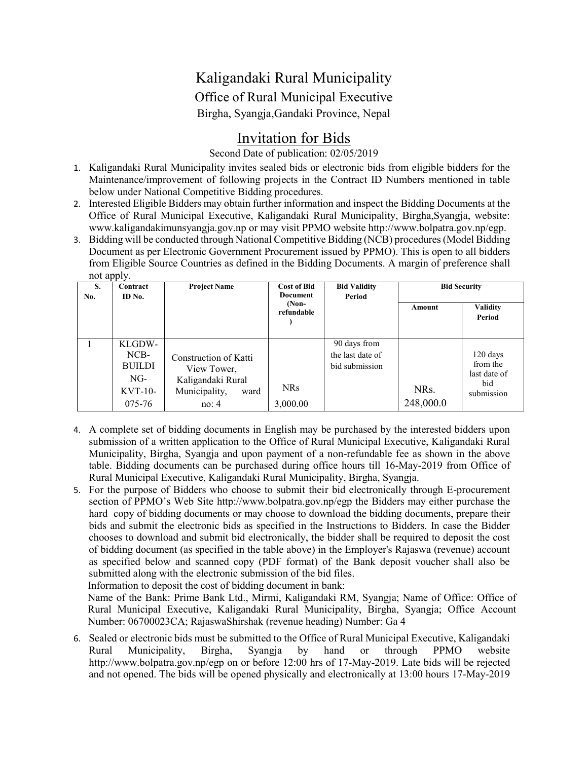# Kaligandaki Rural Municipality

## Office of Rural Municipal Executive

Birgha, Syangja,Gandaki Province, Nepal

## Invitation for Bids

Second Date of publication: 02/05/2019

1. Kaligandaki Rural Municipality invites sealed bids or electronic bids from eligible bidders for the Maintenance/improvement of following projects in the Contract ID Numbers mentioned in table below under National Competitive Bidding procedures.
2. Interested Eligible Bidders may obtain further information and inspect the Bidding Documents at the Office of Rural Municipal Executive, Kaligandaki Rural Municipality, Birgha,Syangja, website: www.kaligandakimunsyangja.gov.np or may visit PPMO website http://www.bolpatra.gov.np/egp.
3. Bidding will be conducted through National Competitive Bidding (NCB) procedures (Model Bidding Document as per Electronic Government Procurement issued by PPMO). This is open to all bidders from Eligible Source Countries as defined in the Bidding Documents. A margin of preference shall not apply.

| S. No. | Contract ID No. | Project Name | Cost of Bid Document (Non-refundable ) | Bid Validity Period | Bid Security | |
|---|---|---|---|---|---|---|
| | | | | | Amount | Validity Period |
| 1 | KLGDW-NCB-BUILDING-KVT-10-075-76 | Construction of Katti View Tower, Kaligandaki Rural Municipality, ward no: 4 | NRs 3,000.00 | 90 days from the last date of bid submission | NRs. 248,000.0 | 120 days from the last date of bid submission |

4. A complete set of bidding documents in English may be purchased by the interested bidders upon submission of a written application to the Office of Rural Municipal Executive, Kaligandaki Rural Municipality, Birgha, Syangja and upon payment of a non-refundable fee as shown in the above table. Bidding documents can be purchased during office hours till 16-May-2019 from Office of Rural Municipal Executive, Kaligandaki Rural Municipality, Birgha, Syangja.
5. For the purpose of Bidders who choose to submit their bid electronically through E-procurement section of PPMO's Web Site http://www.bolpatra.gov.np/egp the Bidders may either purchase the hard copy of bidding documents or may choose to download the bidding documents, prepare their bids and submit the electronic bids as specified in the Instructions to Bidders. In case the Bidder chooses to download and submit bid electronically, the bidder shall be required to deposit the cost of bidding document (as specified in the table above) in the Employer's Rajaswa (revenue) account as specified below and scanned copy (PDF format) of the Bank deposit voucher shall also be submitted along with the electronic submission of the bid files.

   Information to deposit the cost of bidding document in bank:

   Name of the Bank: Prime Bank Ltd., Mirmi, Kaligandaki RM, Syangja; Name of Office: Office of Rural Municipal Executive, Kaligandaki Rural Municipality, Birgha, Syangja; Office Account Number: 06700023CA; RajaswaShirshak (revenue heading) Number: Ga 4
6. Sealed or electronic bids must be submitted to the Office of Rural Municipal Executive, Kaligandaki Rural Municipality, Birgha, Syangja by hand or through PPMO website http://www.bolpatra.gov.np/egp on or before 12:00 hrs of 17-May-2019. Late bids will be rejected and not opened. The bids will be opened physically and electronically at 13:00 hours 17-May-2019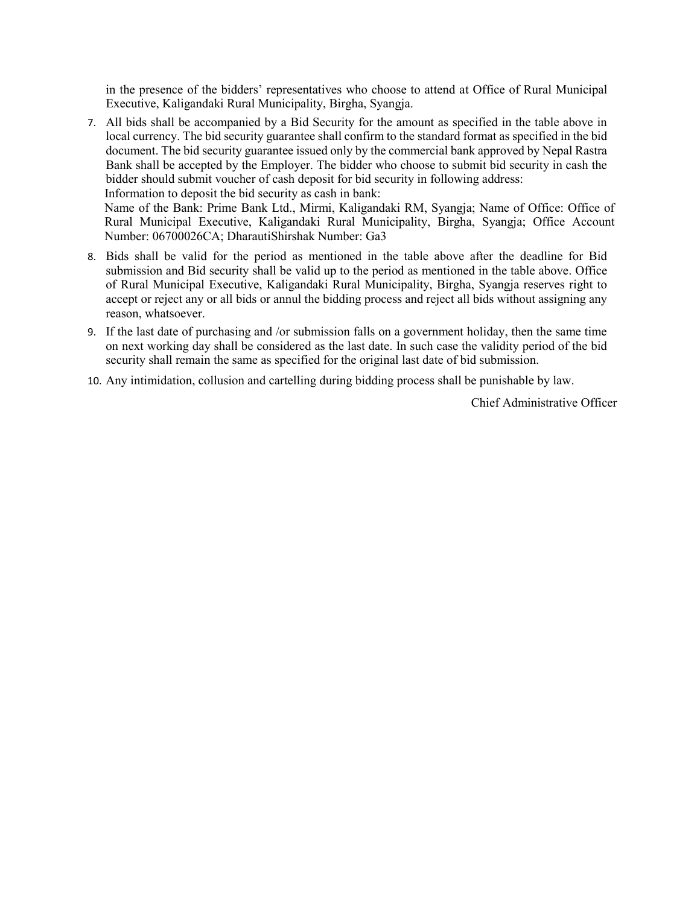in the presence of the bidders' representatives who choose to attend at Office of Rural Municipal Executive, Kaligandaki Rural Municipality, Birgha, Syangja.

7. All bids shall be accompanied by a Bid Security for the amount as specified in the table above in local currency. The bid security guarantee shall confirm to the standard format as specified in the bid document. The bid security guarantee issued only by the commercial bank approved by Nepal Rastra Bank shall be accepted by the Employer. The bidder who choose to submit bid security in cash the bidder should submit voucher of cash deposit for bid security in following address:
   Information to deposit the bid security as cash in bank:
   Name of the Bank: Prime Bank Ltd., Mirmi, Kaligandaki RM, Syangja; Name of Office: Office of Rural Municipal Executive, Kaligandaki Rural Municipality, Birgha, Syangja; Office Account Number: 06700026CA; DharautiShirshak Number: Ga3
8. Bids shall be valid for the period as mentioned in the table above after the deadline for Bid submission and Bid security shall be valid up to the period as mentioned in the table above. Office of Rural Municipal Executive, Kaligandaki Rural Municipality, Birgha, Syangja reserves right to accept or reject any or all bids or annul the bidding process and reject all bids without assigning any reason, whatsoever.
9. If the last date of purchasing and /or submission falls on a government holiday, then the same time on next working day shall be considered as the last date. In such case the validity period of the bid security shall remain the same as specified for the original last date of bid submission.
10. Any intimidation, collusion and cartelling during bidding process shall be punishable by law.

Chief Administrative Officer